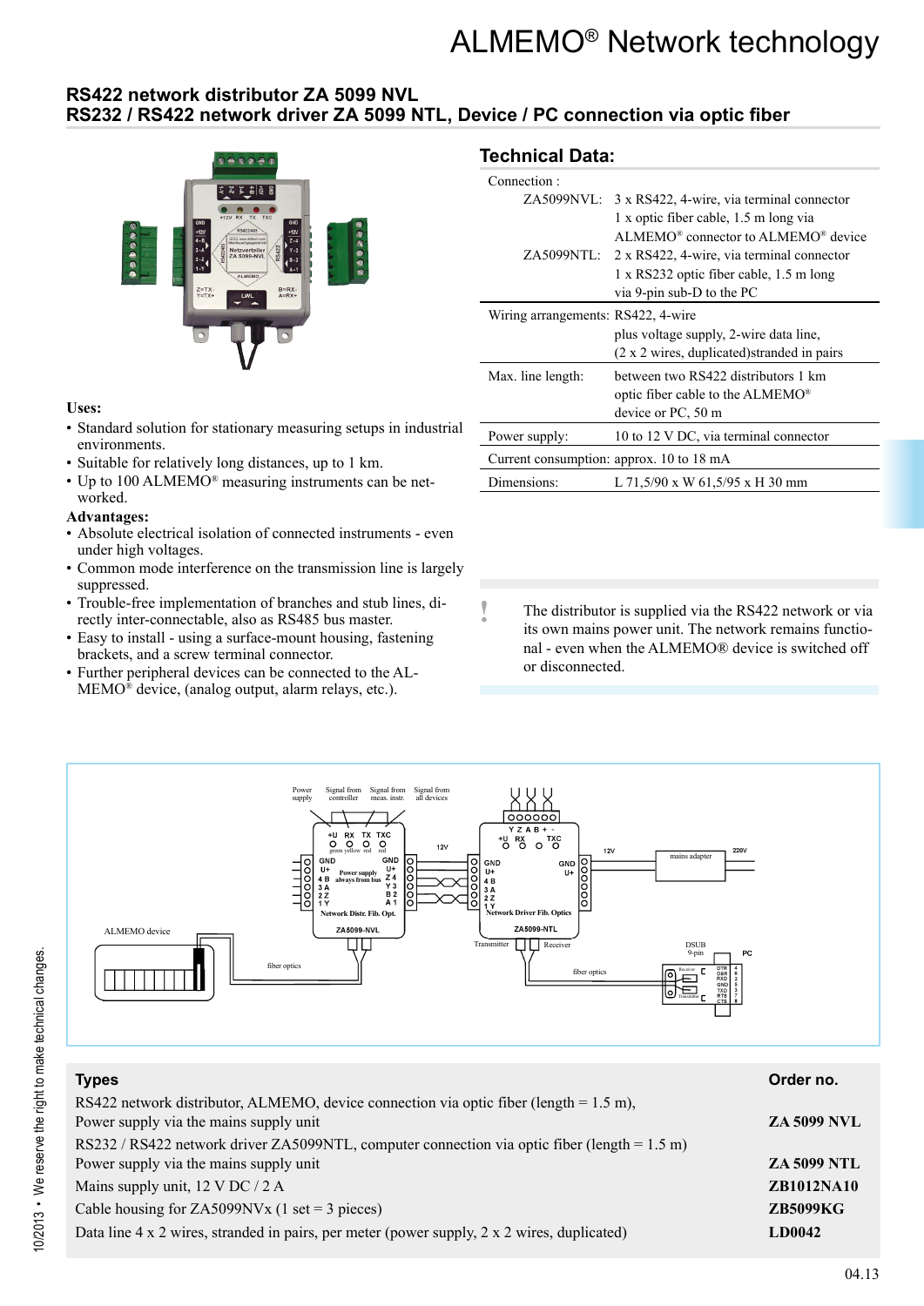# ALMEMO® Network technology

## RS422 network distributor ZA 5099 NVL
## RS232 / RS422 network driver ZA 5099 NTL, Device / PC connection via optic fiber

**Uses:**

- Standard solution for stationary measuring setups in industrial environments.
- Suitable for relatively long distances, up to 1 km.
- Up to 100 ALMEMO® measuring instruments can be networked.

**Advantages:**

- Absolute electrical isolation of connected instruments - even under high voltages.
- Common mode interference on the transmission line is largely suppressed.
- Trouble-free implementation of branches and stub lines, directly inter-connectable, also as RS485 bus master.
- Easy to install - using a surface-mount housing, fastening brackets, and a screw terminal connector.
- Further peripheral devices can be connected to the ALMEMO® device, (analog output, alarm relays, etc.).

### Technical Data:

| | |
|---|---|
| Connection : | |
| ZA5099NVL: | 3 x RS422, 4-wire, via terminal connector<br>1 x optic fiber cable, 1.5 m long via ALMEMO® connector to ALMEMO® device |
| ZA5099NTL: | 2 x RS422, 4-wire, via terminal connector<br>1 x RS232 optic fiber cable, 1.5 m long via 9-pin sub-D to the PC |
| Wiring arrangements: | RS422, 4-wire<br>plus voltage supply, 2-wire data line, (2 x 2 wires, duplicated)stranded in pairs |
| Max. line length: | between two RS422 distributors 1 km<br>optic fiber cable to the ALMEMO® device or PC, 50 m |
| Power supply: | 10 to 12 V DC, via terminal connector |
| Current consumption: | approx. 10 to 18 mA |
| Dimensions: | L 71,5/90 x W 61,5/95 x H 30 mm |

The distributor is supplied via the RS422 network or via its own mains power unit. The network remains functional - even when the ALMEMO® device is switched off or disconnected.

| Types | Order no. |
|---|---|
| RS422 network distributor, ALMEMO, device connection via optic fiber (length = 1.5 m), Power supply via the mains supply unit | **ZA 5099 NVL** |
| RS232 / RS422 network driver ZA5099NTL, computer connection via optic fiber (length = 1.5 m) Power supply via the mains supply unit | **ZA 5099 NTL** |
| Mains supply unit, 12 V DC / 2 A | **ZB1012NA10** |
| Cable housing for ZA5099NVx (1 set = 3 pieces) | **ZB5099KG** |
| Data line 4 x 2 wires, stranded in pairs, per meter (power supply, 2 x 2 wires, duplicated) | **LD0042** |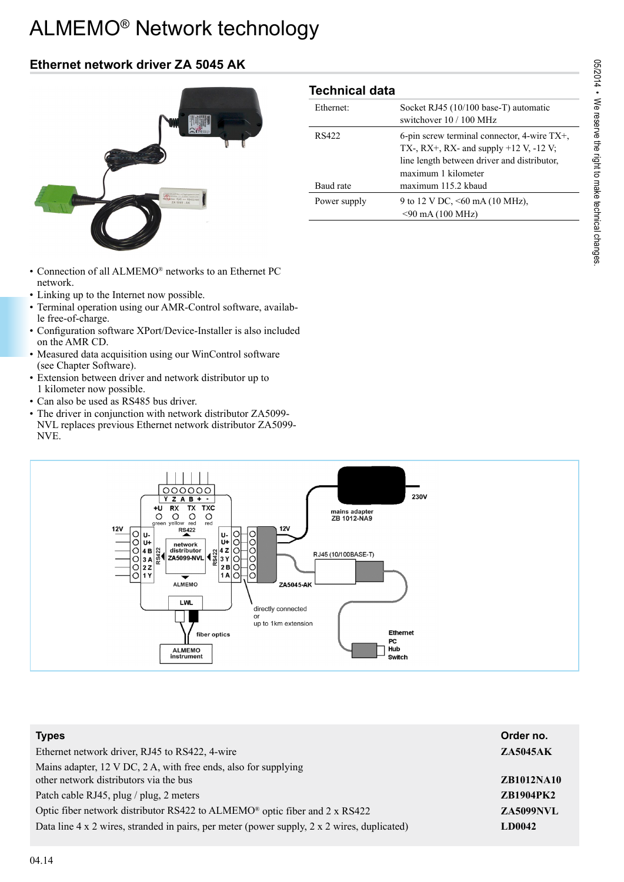# ALMEMO® Network technology

## Ethernet network driver ZA 5045 AK

### Technical data

| | |
|---|---|
| Ethernet: | Socket RJ45 (10/100 base-T) automatic switchover 10 / 100 MHz |
| RS422 | 6-pin screw terminal connector, 4-wire TX+, TX-, RX+, RX- and supply +12 V, -12 V; line length between driver and distributor, maximum 1 kilometer |
| Baud rate | maximum 115.2 kbaud |
| Power supply | 9 to 12 V DC, <60 mA (10 MHz), <90 mA (100 MHz) |

- Connection of all ALMEMO® networks to an Ethernet PC network.
- Linking up to the Internet now possible.
- Terminal operation using our AMR-Control software, available free-of-charge.
- Configuration software XPort/Device-Installer is also included on the AMR CD.
- Measured data acquisition using our WinControl software (see Chapter Software).
- Extension between driver and network distributor up to 1 kilometer now possible.
- Can also be used as RS485 bus driver.
- The driver in conjunction with network distributor ZA5099-NVL replaces previous Ethernet network distributor ZA5099-NVE.

| Types | Order no. |
|---|---|
| Ethernet network driver, RJ45 to RS422, 4-wire | **ZA5045AK** |
| Mains adapter, 12 V DC, 2 A, with free ends, also for supplying other network distributors via the bus | **ZB1012NA10** |
| Patch cable RJ45, plug / plug, 2 meters | **ZB1904PK2** |
| Optic fiber network distributor RS422 to ALMEMO® optic fiber and 2 x RS422 | **ZA5099NVL** |
| Data line 4 x 2 wires, stranded in pairs, per meter (power supply, 2 x 2 wires, duplicated) | **LD0042** |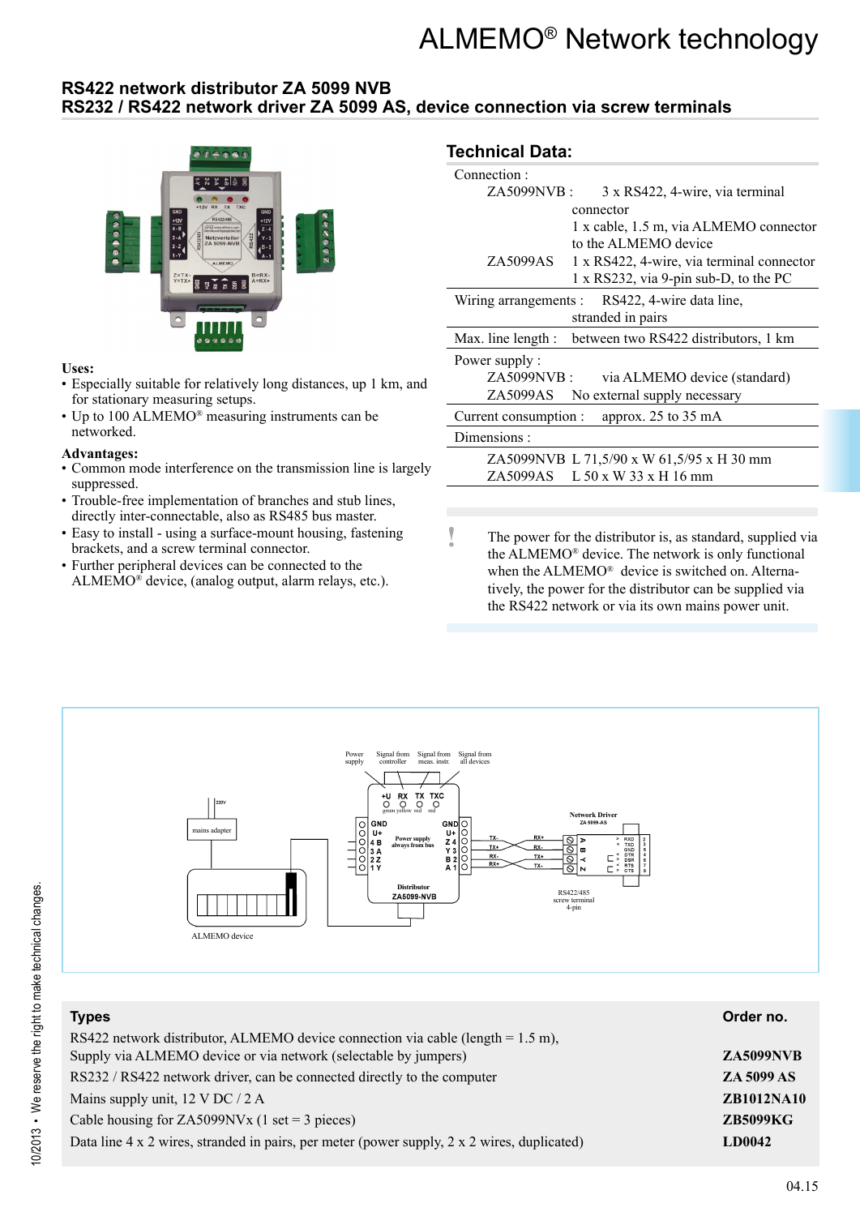## RS422 network distributor ZA 5099 NVB
## RS232 / RS422 network driver ZA 5099 AS, device connection via screw terminals

### Uses:

- Especially suitable for relatively long distances, up 1 km, and for stationary measuring setups.
- Up to 100 ALMEMO® measuring instruments can be networked.

### Advantages:

- Common mode interference on the transmission line is largely suppressed.
- Trouble-free implementation of branches and stub lines, directly inter-connectable, also as RS485 bus master.
- Easy to install - using a surface-mount housing, fastening brackets, and a screw terminal connector.
- Further peripheral devices can be connected to the ALMEMO® device, (analog output, alarm relays, etc.).

### Technical Data:

| | |
|---|---|
| Connection : | |
| ZA5099NVB : | 3 x RS422, 4-wire, via terminal connector<br>1 x cable, 1.5 m, via ALMEMO connector to the ALMEMO device |
| ZA5099AS | 1 x RS422, 4-wire, via terminal connector<br>1 x RS232, via 9-pin sub-D, to the PC |
| Wiring arrangements : | RS422, 4-wire data line, stranded in pairs |
| Max. line length : | between two RS422 distributors, 1 km |
| Power supply : | |
| ZA5099NVB : | via ALMEMO device (standard) |
| ZA5099AS | No external supply necessary |
| Current consumption : | approx. 25 to 35 mA |
| Dimensions : | |
| ZA5099NVB | L 71,5/90 x W 61,5/95 x H 30 mm |
| ZA5099AS | L 50 x W 33 x H 16 mm |

The power for the distributor is, as standard, supplied via the ALMEMO® device. The network is only functional when the ALMEMO® device is switched on. Alternatively, the power for the distributor can be supplied via the RS422 network or via its own mains power unit.

Power supply
Signal from controller
Signal from meas. instr.
Signal from all devices
+U RX TX TXC
green yellow red red
GND U+ 4 B 3 A 2 Z 1 Y
GND U+ Z 4 Y 3 B 2 A 1
Power supply always from bus
Distributor ZA5099-NVB
220V
mains adapter
ALMEMO device
Network Driver ZA 5099-AS
TX- TX+ RX- RX+
RX+ RX- TX+ TX-
A B Y Z
RXD TXD GND DTR DSR RTS CTS
2 3 5 4 6 7 8
RS422/485 screw terminal 4-pin

| Types | Order no. |
|---|---|
| RS422 network distributor, ALMEMO device connection via cable (length = 1.5 m),<br>Supply via ALMEMO device or via network (selectable by jumpers) | ZA5099NVB |
| RS232 / RS422 network driver, can be connected directly to the computer | ZA 5099 AS |
| Mains supply unit, 12 V DC / 2 A | ZB1012NA10 |
| Cable housing for ZA5099NVx (1 set = 3 pieces) | ZB5099KG |
| Data line 4 x 2 wires, stranded in pairs, per meter (power supply, 2 x 2 wires, duplicated) | LD0042 |